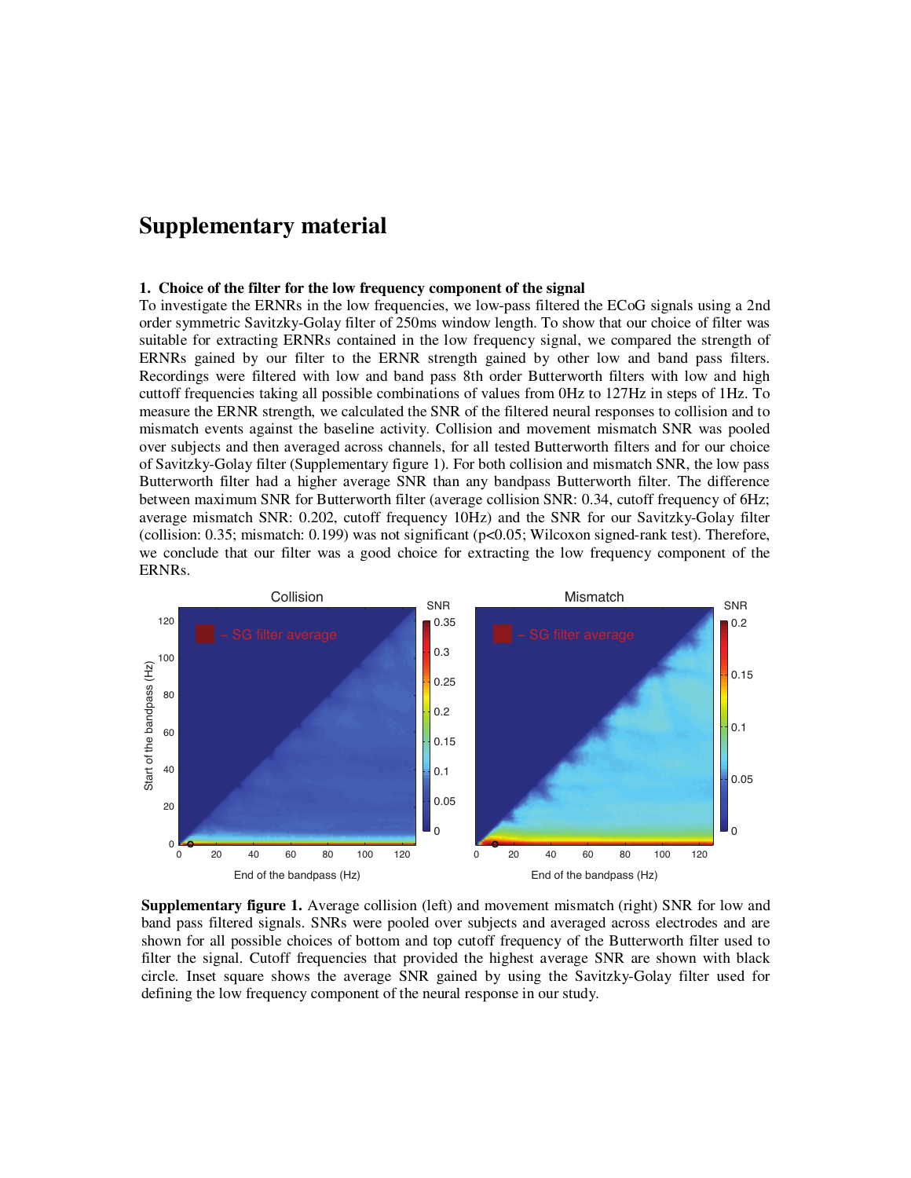# Supplementary material

### 1. Choice of the filter for the low frequency component of the signal

To investigate the ERNRs in the low frequencies, we low-pass filtered the ECoG signals using a 2nd order symmetric Savitzky-Golay filter of 250ms window length. To show that our choice of filter was suitable for extracting ERNRs contained in the low frequency signal, we compared the strength of ERNRs gained by our filter to the ERNR strength gained by other low and band pass filters. Recordings were filtered with low and band pass 8th order Butterworth filters with low and high cuttoff frequencies taking all possible combinations of values from 0Hz to 127Hz in steps of 1Hz. To measure the ERNR strength, we calculated the SNR of the filtered neural responses to collision and to mismatch events against the baseline activity. Collision and movement mismatch SNR was pooled over subjects and then averaged across channels, for all tested Butterworth filters and for our choice of Savitzky-Golay filter (Supplementary figure 1). For both collision and mismatch SNR, the low pass Butterworth filter had a higher average SNR than any bandpass Butterworth filter. The difference between maximum SNR for Butterworth filter (average collision SNR: 0.34, cutoff frequency of 6Hz; average mismatch SNR: 0.202, cutoff frequency 10Hz) and the SNR for our Savitzky-Golay filter (collision: 0.35; mismatch: 0.199) was not significant ($p<0.05$; Wilcoxon signed-rank test). Therefore, we conclude that our filter was a good choice for extracting the low frequency component of the ERNRs.

**Supplementary figure 1.** Average collision (left) and movement mismatch (right) SNR for low and band pass filtered signals. SNRs were pooled over subjects and averaged across electrodes and are shown for all possible choices of bottom and top cutoff frequency of the Butterworth filter used to filter the signal. Cutoff frequencies that provided the highest average SNR are shown with black circle. Inset square shows the average SNR gained by using the Savitzky-Golay filter used for defining the low frequency component of the neural response in our study.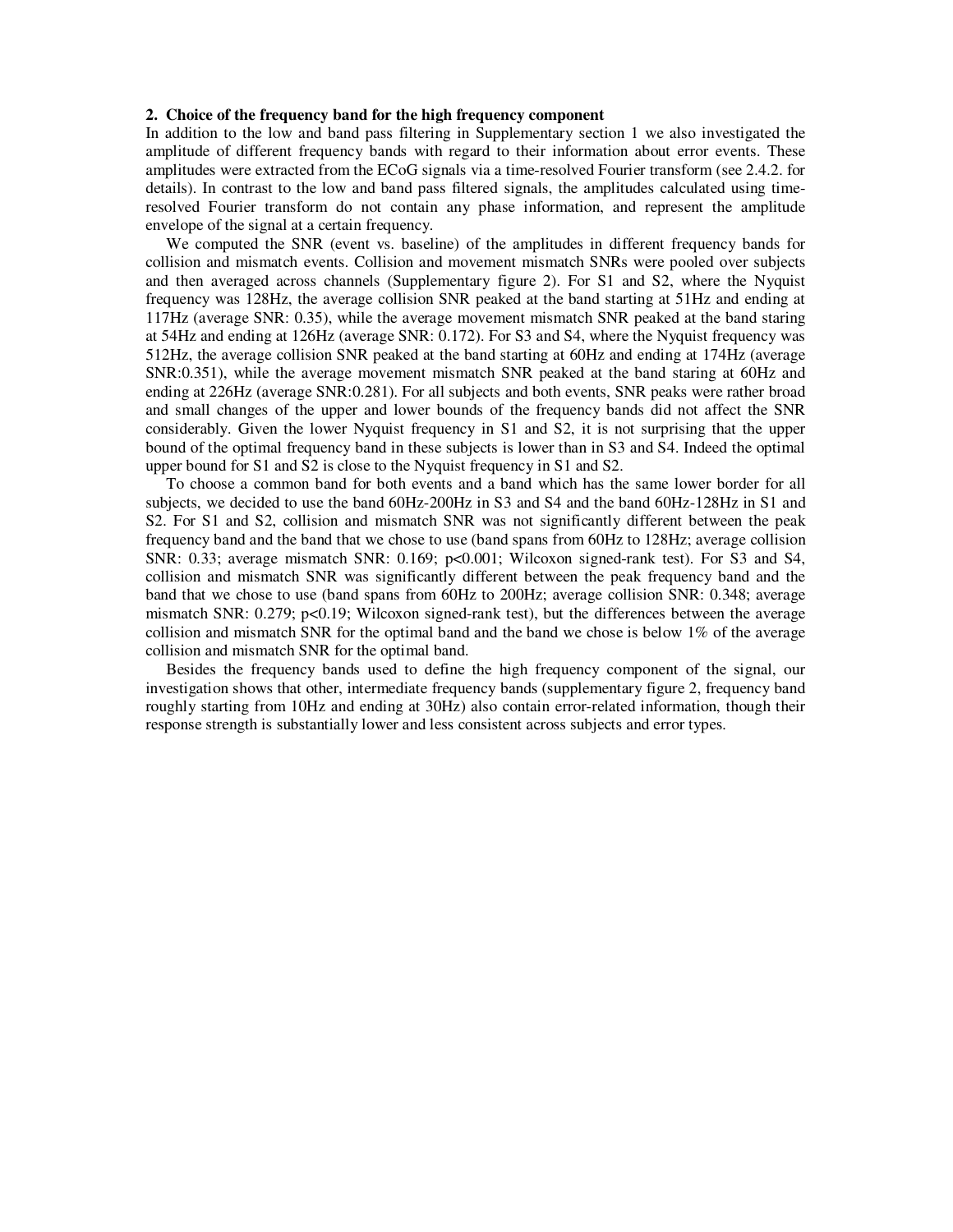## 2. Choice of the frequency band for the high frequency component

In addition to the low and band pass filtering in Supplementary section 1 we also investigated the amplitude of different frequency bands with regard to their information about error events. These amplitudes were extracted from the ECoG signals via a time-resolved Fourier transform (see 2.4.2. for details). In contrast to the low and band pass filtered signals, the amplitudes calculated using time-resolved Fourier transform do not contain any phase information, and represent the amplitude envelope of the signal at a certain frequency.

We computed the SNR (event vs. baseline) of the amplitudes in different frequency bands for collision and mismatch events. Collision and movement mismatch SNRs were pooled over subjects and then averaged across channels (Supplementary figure 2). For S1 and S2, where the Nyquist frequency was 128Hz, the average collision SNR peaked at the band starting at 51Hz and ending at 117Hz (average SNR: 0.35), while the average movement mismatch SNR peaked at the band staring at 54Hz and ending at 126Hz (average SNR: 0.172). For S3 and S4, where the Nyquist frequency was 512Hz, the average collision SNR peaked at the band starting at 60Hz and ending at 174Hz (average SNR:0.351), while the average movement mismatch SNR peaked at the band staring at 60Hz and ending at 226Hz (average SNR:0.281). For all subjects and both events, SNR peaks were rather broad and small changes of the upper and lower bounds of the frequency bands did not affect the SNR considerably. Given the lower Nyquist frequency in S1 and S2, it is not surprising that the upper bound of the optimal frequency band in these subjects is lower than in S3 and S4. Indeed the optimal upper bound for S1 and S2 is close to the Nyquist frequency in S1 and S2.

To choose a common band for both events and a band which has the same lower border for all subjects, we decided to use the band 60Hz-200Hz in S3 and S4 and the band 60Hz-128Hz in S1 and S2. For S1 and S2, collision and mismatch SNR was not significantly different between the peak frequency band and the band that we chose to use (band spans from 60Hz to 128Hz; average collision SNR: 0.33; average mismatch SNR: 0.169; $p<0.001$; Wilcoxon signed-rank test). For S3 and S4, collision and mismatch SNR was significantly different between the peak frequency band and the band that we chose to use (band spans from 60Hz to 200Hz; average collision SNR: 0.348; average mismatch SNR: 0.279; $p<0.19$; Wilcoxon signed-rank test), but the differences between the average collision and mismatch SNR for the optimal band and the band we chose is below 1% of the average collision and mismatch SNR for the optimal band.

Besides the frequency bands used to define the high frequency component of the signal, our investigation shows that other, intermediate frequency bands (supplementary figure 2, frequency band roughly starting from 10Hz and ending at 30Hz) also contain error-related information, though their response strength is substantially lower and less consistent across subjects and error types.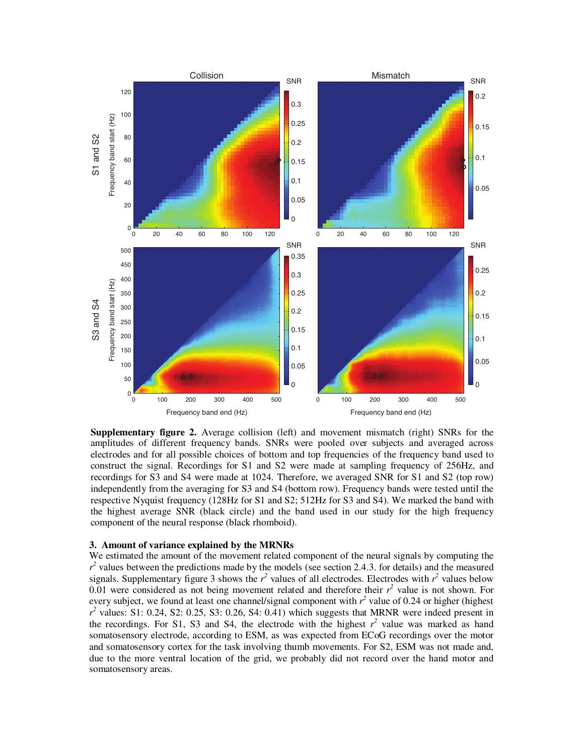**Supplementary figure 2.** Average collision (left) and movement mismatch (right) SNRs for the amplitudes of different frequency bands. SNRs were pooled over subjects and averaged across electrodes and for all possible choices of bottom and top frequencies of the frequency band used to construct the signal. Recordings for S1 and S2 were made at sampling frequency of 256Hz, and recordings for S3 and S4 were made at 1024. Therefore, we averaged SNR for S1 and S2 (top row) independently from the averaging for S3 and S4 (bottom row). Frequency bands were tested until the respective Nyquist frequency (128Hz for S1 and S2; 512Hz for S3 and S4). We marked the band with the highest average SNR (black circle) and the band used in our study for the high frequency component of the neural response (black rhomboid).

## 3. Amount of variance explained by the MRNRs

We estimated the amount of the movement related component of the neural signals by computing the $r^2$ values between the predictions made by the models (see section 2.4.3. for details) and the measured signals. Supplementary figure 3 shows the $r^2$ values of all electrodes. Electrodes with $r^2$ values below 0.01 were considered as not being movement related and therefore their $r^2$ value is not shown. For every subject, we found at least one channel/signal component with $r^2$ value of 0.24 or higher (highest $r^2$ values: S1: 0.24, S2: 0.25, S3: 0.26, S4: 0.41) which suggests that MRNR were indeed present in the recordings. For S1, S3 and S4, the electrode with the highest $r^2$ value was marked as hand somatosensory electrode, according to ESM, as was expected from ECoG recordings over the motor and somatosensory cortex for the task involving thumb movements. For S2, ESM was not made and, due to the more ventral location of the grid, we probably did not record over the hand motor and somatosensory areas.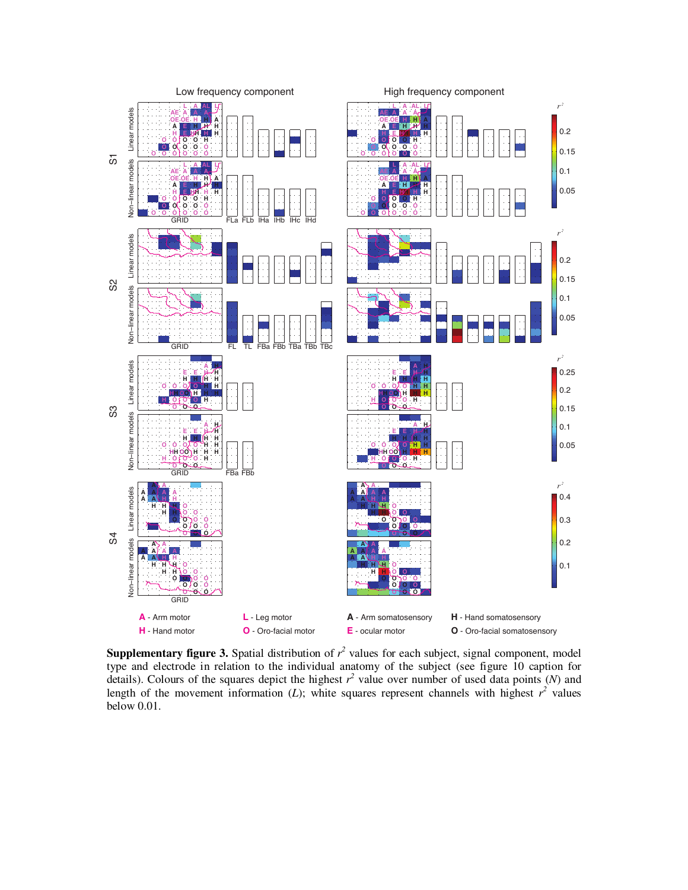Low frequency component

High frequency component

S1

Linear models

Non-linear models

GRID

FLa FLb IHa IHb IHc IHd

$r^2$

0.2

0.15

0.1

0.05

S2

Linear models

Non-linear models

GRID

FL TL FBa FBb TBa TBb TBc

$r^2$

0.2

0.15

0.1

0.05

S3

Linear models

Non-linear models

GRID

FBa FBb

$r^2$

0.25

0.2

0.15

0.1

0.05

S4

Linear models

Non-linear models

GRID

$r^2$

0.4

0.3

0.2

0.1

**A** - Arm motor
**H** - Hand motor
**L** - Leg motor
**O** - Oro-facial motor
**A** - Arm somatosensory
**E** - ocular motor
**H** - Hand somatosensory
**O** - Oro-facial somatosensory

**Supplementary figure 3.** Spatial distribution of $r^2$ values for each subject, signal component, model type and electrode in relation to the individual anatomy of the subject (see figure 10 caption for details). Colours of the squares depict the highest $r^2$ value over number of used data points ($N$) and length of the movement information ($L$); white squares represent channels with highest $r^2$ values below 0.01.